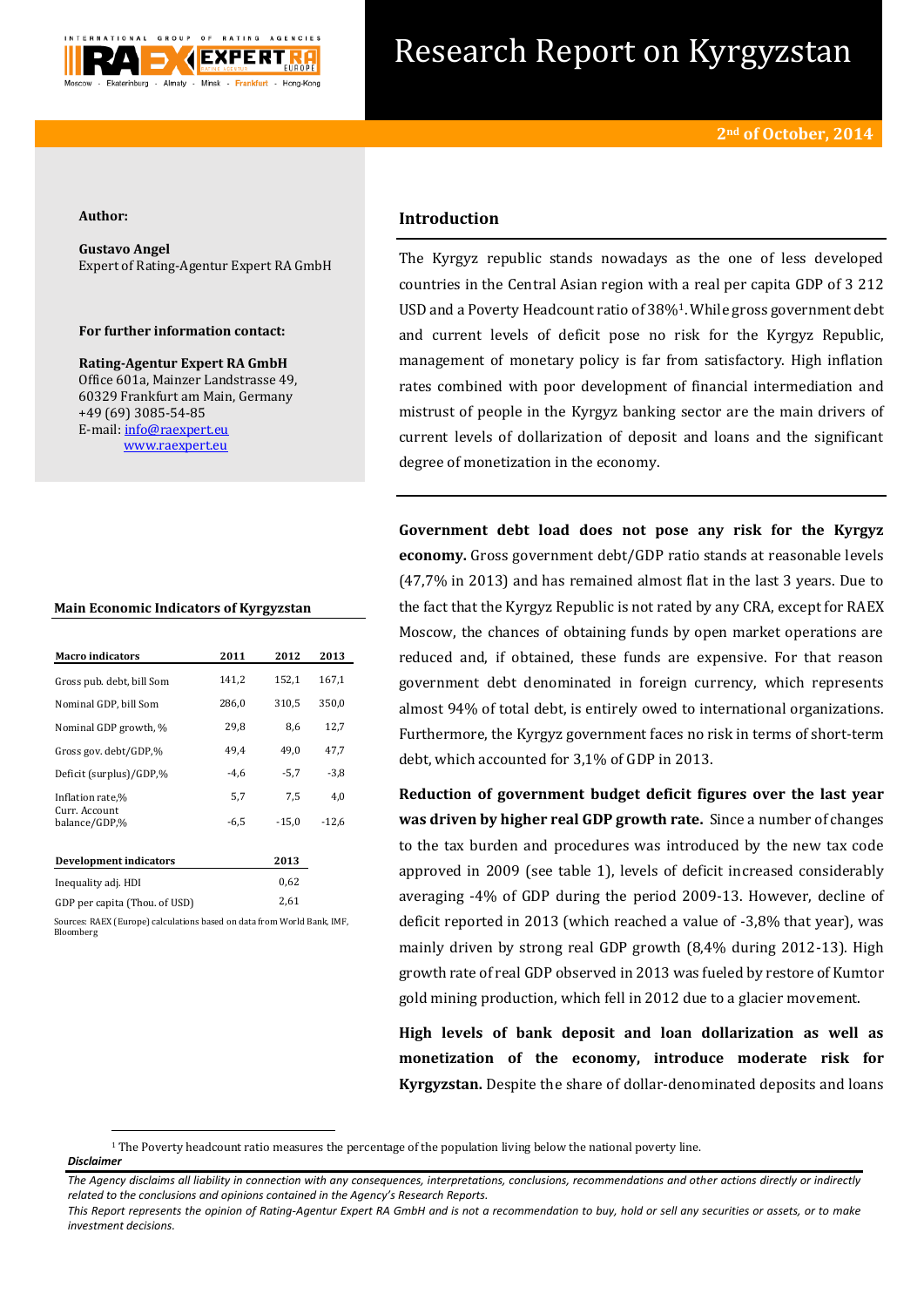# Research Report on Kyrgyzstan

**2nd of October, 2014**

**Author:**

**Gustavo Angel**
Expert of Rating-Agentur Expert RA GmbH

**For further information contact:**

**Rating-Agentur Expert RA GmbH**
Office 601a, Mainzer Landstrasse 49,
60329 Frankfurt am Main, Germany
+49 (69) 3085-54-85
E-mail: info@raexpert.eu
www.raexpert.eu

## Introduction

The Kyrgyz republic stands nowadays as the one of less developed countries in the Central Asian region with a real per capita GDP of 3 212 USD and a Poverty Headcount ratio of 38%[1]. While gross government debt and current levels of deficit pose no risk for the Kyrgyz Republic, management of monetary policy is far from satisfactory. High inflation rates combined with poor development of financial intermediation and mistrust of people in the Kyrgyz banking sector are the main drivers of current levels of dollarization of deposit and loans and the significant degree of monetization in the economy.

**Main Economic Indicators of Kyrgyzstan**

| Macro indicators | 2011 | 2012 | 2013 |
|---|---|---|---|
| Gross pub. debt, bill Som | 141,2 | 152,1 | 167,1 |
| Nominal GDP, bill Som | 286,0 | 310,5 | 350,0 |
| Nominal GDP growth, % | 29,8 | 8,6 | 12,7 |
| Gross gov. debt/GDP,% | 49,4 | 49,0 | 47,7 |
| Deficit (surplus)/GDP,% | -4,6 | -5,7 | -3,8 |
| Inflation rate,% | 5,7 | 7,5 | 4,0 |
| Curr. Account balance/GDP,% | -6,5 | -15,0 | -12,6 |

| Development indicators | 2013 |
|---|---|
| Inequality adj. HDI | 0,62 |
| GDP per capita (Thou. of USD) | 2,61 |

Sources: RAEX (Europe) calculations based on data from World Bank, IMF, Bloomberg

**Government debt load does not pose any risk for the Kyrgyz economy.** Gross government debt/GDP ratio stands at reasonable levels (47,7% in 2013) and has remained almost flat in the last 3 years. Due to the fact that the Kyrgyz Republic is not rated by any CRA, except for RAEX Moscow, the chances of obtaining funds by open market operations are reduced and, if obtained, these funds are expensive. For that reason government debt denominated in foreign currency, which represents almost 94% of total debt, is entirely owed to international organizations. Furthermore, the Kyrgyz government faces no risk in terms of short-term debt, which accounted for 3,1% of GDP in 2013.

**Reduction of government budget deficit figures over the last year was driven by higher real GDP growth rate.** Since a number of changes to the tax burden and procedures was introduced by the new tax code approved in 2009 (see table 1), levels of deficit increased considerably averaging -4% of GDP during the period 2009-13. However, decline of deficit reported in 2013 (which reached a value of -3,8% that year), was mainly driven by strong real GDP growth (8,4% during 2012-13). High growth rate of real GDP observed in 2013 was fueled by restore of Kumtor gold mining production, which fell in 2012 due to a glacier movement.

**High levels of bank deposit and loan dollarization as well as monetization of the economy, introduce moderate risk for Kyrgyzstan.** Despite the share of dollar-denominated deposits and loans

[1] The Poverty headcount ratio measures the percentage of the population living below the national poverty line.

***Disclaimer***

*The Agency disclaims all liability in connection with any consequences, interpretations, conclusions, recommendations and other actions directly or indirectly related to the conclusions and opinions contained in the Agency's Research Reports.*
*This Report represents the opinion of Rating-Agentur Expert RA GmbH and is not a recommendation to buy, hold or sell any securities or assets, or to make investment decisions.*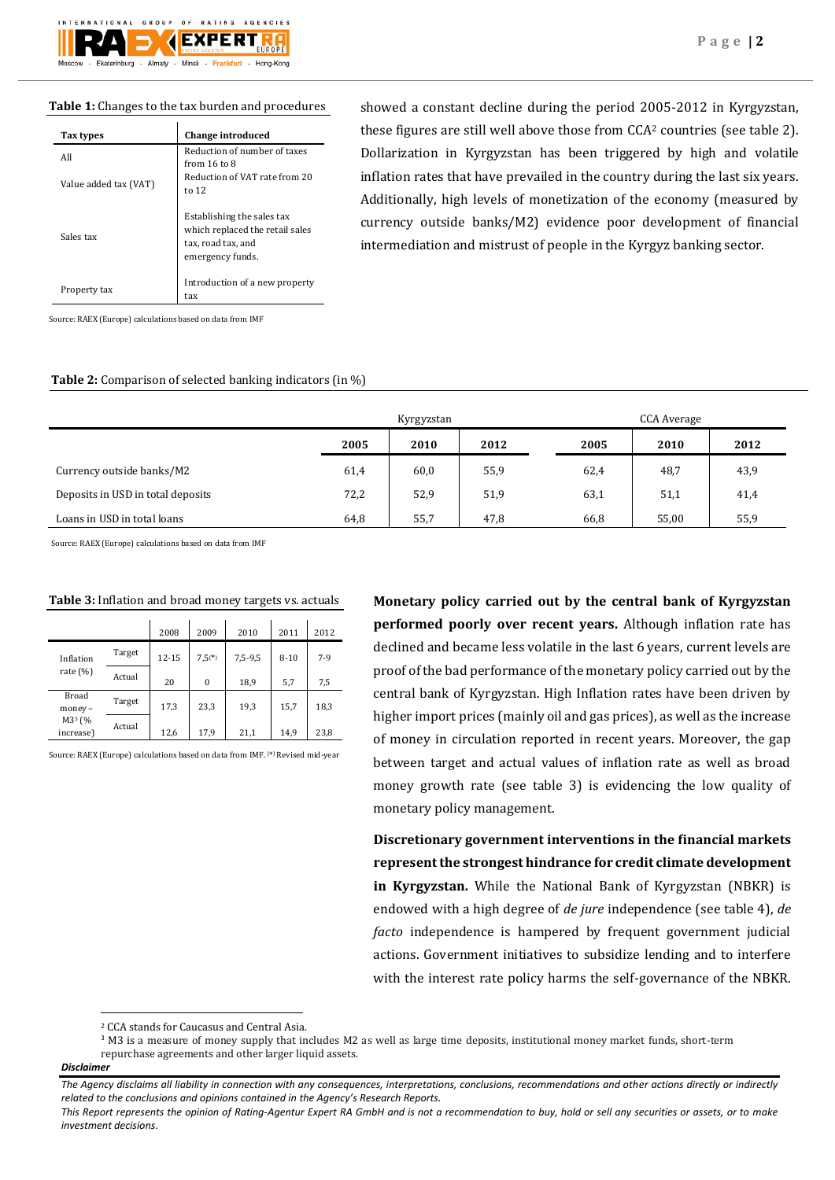**Table 1:** Changes to the tax burden and procedures

| Tax types | Change introduced |
|---|---|
| All | Reduction of number of taxes from 16 to 8 |
| Value added tax (VAT) | Reduction of VAT rate from 20 to 12 |
| Sales tax | Establishing the sales tax which replaced the retail sales tax, road tax, and emergency funds. |
| Property tax | Introduction of a new property tax |

Source: RAEX (Europe) calculations based on data from IMF

showed a constant decline during the period 2005-2012 in Kyrgyzstan, these figures are still well above those from CCA[2] countries (see table 2). Dollarization in Kyrgyzstan has been triggered by high and volatile inflation rates that have prevailed in the country during the last six years. Additionally, high levels of monetization of the economy (measured by currency outside banks/M2) evidence poor development of financial intermediation and mistrust of people in the Kyrgyz banking sector.

**Table 2:** Comparison of selected banking indicators (in %)

| | Kyrgyzstan | | | CCA Average | | |
|---|---|---|---|---|---|---|
| | 2005 | 2010 | 2012 | 2005 | 2010 | 2012 |
| Currency outside banks/M2 | 61,4 | 60,0 | 55,9 | 62,4 | 48,7 | 43,9 |
| Deposits in USD in total deposits | 72,2 | 52,9 | 51,9 | 63,1 | 51,1 | 41,4 |
| Loans in USD in total loans | 64,8 | 55,7 | 47,8 | 66,8 | 55,00 | 55,9 |

Source: RAEX (Europe) calculations based on data from IMF

**Table 3:** Inflation and broad money targets vs. actuals

| | | 2008 | 2009 | 2010 | 2011 | 2012 |
|---|---|---|---|---|---|---|
| Inflation rate (%) | Target | 12-15 | 7,5(*) | 7,5-9,5 | 8-10 | 7-9 |
| | Actual | 20 | 0 | 18,9 | 5,7 | 7,5 |
| Broad money – M3[3] (% increase) | Target | 17,3 | 23,3 | 19,3 | 15,7 | 18,3 |
| | Actual | 12,6 | 17,9 | 21,1 | 14,9 | 23,8 |

Source: RAEX (Europe) calculations based on data from IMF. (*) Revised mid-year

**Monetary policy carried out by the central bank of Kyrgyzstan performed poorly over recent years.** Although inflation rate has declined and became less volatile in the last 6 years, current levels are proof of the bad performance of the monetary policy carried out by the central bank of Kyrgyzstan. High Inflation rates have been driven by higher import prices (mainly oil and gas prices), as well as the increase of money in circulation reported in recent years. Moreover, the gap between target and actual values of inflation rate as well as broad money growth rate (see table 3) is evidencing the low quality of monetary policy management.

**Discretionary government interventions in the financial markets represent the strongest hindrance for credit climate development in Kyrgyzstan.** While the National Bank of Kyrgyzstan (NBKR) is endowed with a high degree of *de jure* independence (see table 4), *de facto* independence is hampered by frequent government judicial actions. Government initiatives to subsidize lending and to interfere with the interest rate policy harms the self-governance of the NBKR.

[2] CCA stands for Caucasus and Central Asia.

[3] M3 is a measure of money supply that includes M2 as well as large time deposits, institutional money market funds, short-term repurchase agreements and other larger liquid assets.

***Disclaimer***

*The Agency disclaims all liability in connection with any consequences, interpretations, conclusions, recommendations and other actions directly or indirectly related to the conclusions and opinions contained in the Agency's Research Reports.*

*This Report represents the opinion of Rating-Agentur Expert RA GmbH and is not a recommendation to buy, hold or sell any securities or assets, or to make investment decisions.*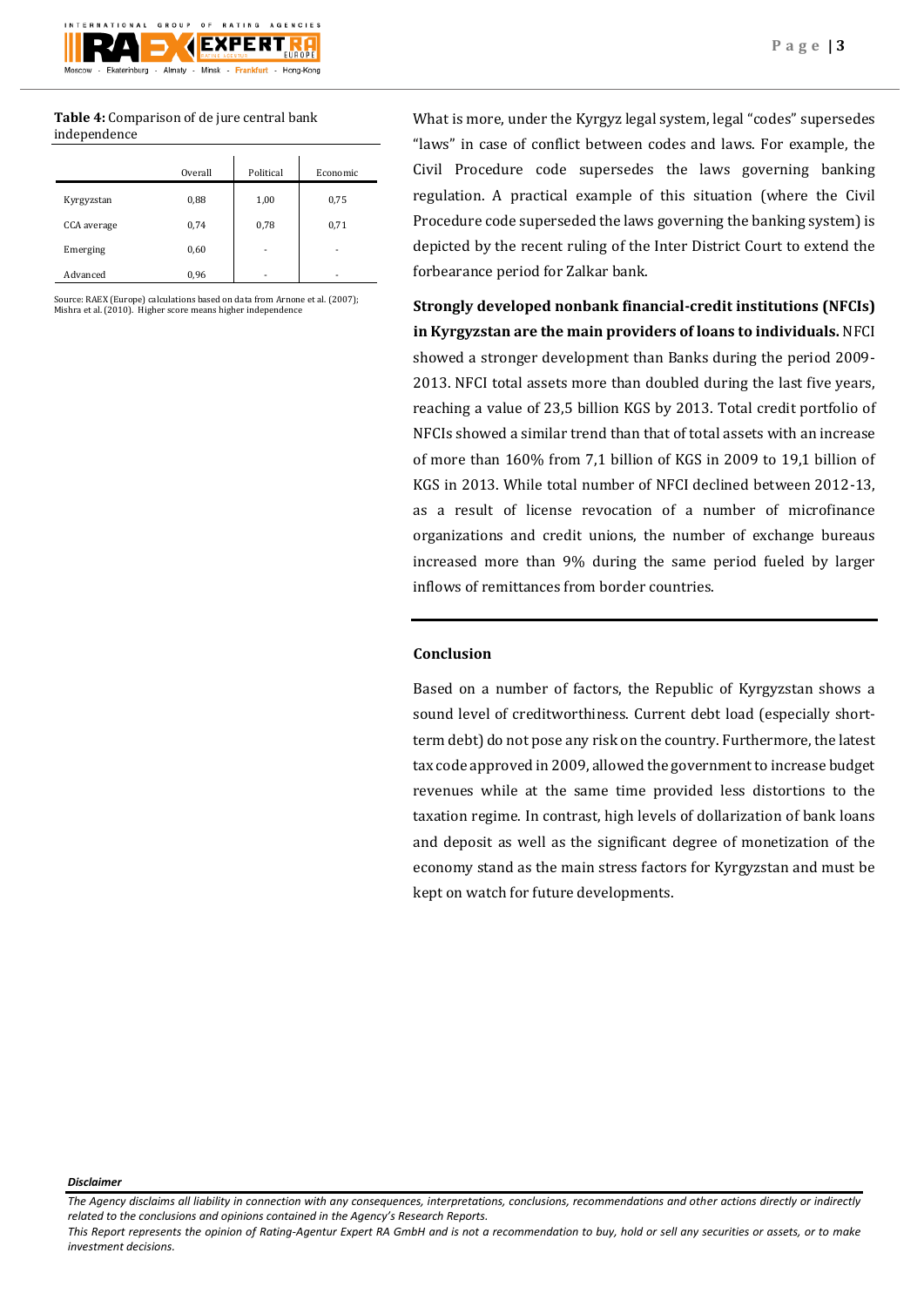**Table 4:** Comparison of de jure central bank independence

| | Overall | Political | Economic |
|---|---|---|---|
| Kyrgyzstan | 0,88 | 1,00 | 0,75 |
| CCA average | 0,74 | 0,78 | 0,71 |
| Emerging | 0,60 | - | - |
| Advanced | 0,96 | - | - |

Source: RAEX (Europe) calculations based on data from Arnone et al. (2007); Mishra et al. (2010). Higher score means higher independence

What is more, under the Kyrgyz legal system, legal "codes" supersedes "laws" in case of conflict between codes and laws. For example, the Civil Procedure code supersedes the laws governing banking regulation. A practical example of this situation (where the Civil Procedure code superseded the laws governing the banking system) is depicted by the recent ruling of the Inter District Court to extend the forbearance period for Zalkar bank.

**Strongly developed nonbank financial-credit institutions (NFCIs) in Kyrgyzstan are the main providers of loans to individuals.** NFCI showed a stronger development than Banks during the period 2009-2013. NFCI total assets more than doubled during the last five years, reaching a value of 23,5 billion KGS by 2013. Total credit portfolio of NFCIs showed a similar trend than that of total assets with an increase of more than 160% from 7,1 billion of KGS in 2009 to 19,1 billion of KGS in 2013. While total number of NFCI declined between 2012-13, as a result of license revocation of a number of microfinance organizations and credit unions, the number of exchange bureaus increased more than 9% during the same period fueled by larger inflows of remittances from border countries.

### Conclusion

Based on a number of factors, the Republic of Kyrgyzstan shows a sound level of creditworthiness. Current debt load (especially short-term debt) do not pose any risk on the country. Furthermore, the latest tax code approved in 2009, allowed the government to increase budget revenues while at the same time provided less distortions to the taxation regime. In contrast, high levels of dollarization of bank loans and deposit as well as the significant degree of monetization of the economy stand as the main stress factors for Kyrgyzstan and must be kept on watch for future developments.

***Disclaimer***

*The Agency disclaims all liability in connection with any consequences, interpretations, conclusions, recommendations and other actions directly or indirectly related to the conclusions and opinions contained in the Agency's Research Reports.*
*This Report represents the opinion of Rating-Agentur Expert RA GmbH and is not a recommendation to buy, hold or sell any securities or assets, or to make investment decisions.*